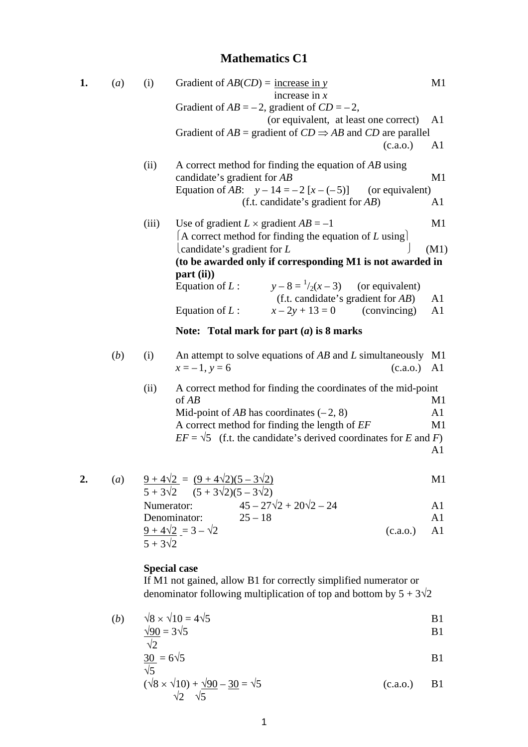# Mathematics C1

**1.** (*a*) (i) Gradient of $AB(CD) = \dfrac{\text{increase in } y}{\text{increase in } x}$ — M1

Gradient of $AB = -2$, gradient of $CD = -2$,
(or equivalent, at least one correct) — A1

Gradient of $AB$ = gradient of $CD \Rightarrow AB$ and $CD$ are parallel
(c.a.o.) — A1

(ii) A correct method for finding the equation of $AB$ using candidate's gradient for $AB$ — M1

Equation of $AB$: $y - 14 = -2\,[x - (-5)]$ (or equivalent)
(f.t. candidate's gradient for $AB$) — A1

(iii) Use of gradient $L \times$ gradient $AB = -1$ — M1

$\left\{\begin{array}{l}\text{A correct method for finding the equation of } L \text{ using} \\ \text{candidate's gradient for } L\end{array}\right\}$ — (M1)

**(to be awarded only if corresponding M1 is not awarded in part (ii))**

Equation of $L$: $y - 8 = {}^{1}/_{2}(x - 3)$ (or equivalent)
(f.t. candidate's gradient for $AB$) — A1

Equation of $L$: $x - 2y + 13 = 0$ (convincing) — A1

**Note: Total mark for part (*a*) is 8 marks**

(*b*) (i) An attempt to solve equations of $AB$ and $L$ simultaneously — M1

$x = -1,\ y = 6$ (c.a.o.) — A1

(ii) A correct method for finding the coordinates of the mid-point of $AB$ — M1

Mid-point of $AB$ has coordinates $(-2, 8)$ — A1

A correct method for finding the length of $EF$ — M1

$EF = \sqrt{5}$ (f.t. the candidate's derived coordinates for $E$ and $F$) — A1

**2.** (*a*) $\dfrac{9 + 4\sqrt{2}}{5 + 3\sqrt{2}} = \dfrac{(9 + 4\sqrt{2})(5 - 3\sqrt{2})}{(5 + 3\sqrt{2})(5 - 3\sqrt{2})}$ — M1

Numerator: $45 - 27\sqrt{2} + 20\sqrt{2} - 24$ — A1

Denominator: $25 - 18$ — A1

$\dfrac{9 + 4\sqrt{2}}{5 + 3\sqrt{2}} = 3 - \sqrt{2}$ (c.a.o.) — A1

**Special case**

If M1 not gained, allow B1 for correctly simplified numerator or denominator following multiplication of top and bottom by $5 + 3\sqrt{2}$

(*b*) $\sqrt{8} \times \sqrt{10} = 4\sqrt{5}$ — B1

$\dfrac{\sqrt{90}}{\sqrt{2}} = 3\sqrt{5}$ — B1

$\dfrac{30}{\sqrt{5}} = 6\sqrt{5}$ — B1

$(\sqrt{8} \times \sqrt{10}) + \dfrac{\sqrt{90}}{\sqrt{2}} - \dfrac{30}{\sqrt{5}} = \sqrt{5}$ (c.a.o.) — B1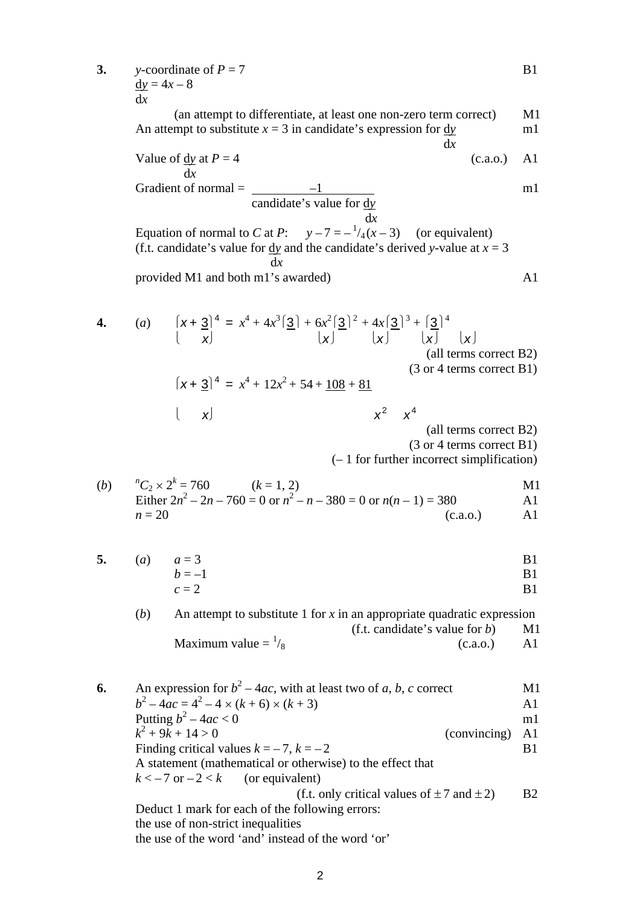**3.** $y$-coordinate of $P = 7$ B1

$\frac{dy}{dx} = 4x - 8$

(an attempt to differentiate, at least one non-zero term correct) M1

An attempt to substitute $x = 3$ in candidate's expression for $\frac{dy}{dx}$ m1

Value of $\frac{dy}{dx}$ at $P = 4$ (c.a.o.) A1

Gradient of normal = $\frac{-1}{\text{candidate's value for } \frac{dy}{dx}}$ m1

Equation of normal to $C$ at $P$: $y - 7 = -\frac{1}{4}(x - 3)$ (or equivalent)

(f.t. candidate's value for $\frac{dy}{dx}$ and the candidate's derived $y$-value at $x = 3$ provided M1 and both m1's awarded) A1

**4.** (*a*) $\left(x + \frac{3}{x}\right)^4 = x^4 + 4x^3\left(\frac{3}{x}\right) + 6x^2\left(\frac{3}{x}\right)^2 + 4x\left(\frac{3}{x}\right)^3 + \left(\frac{3}{x}\right)^4$

(all terms correct B2)

(3 or 4 terms correct B1)

$\left(x + \frac{3}{x}\right)^4 = x^4 + 12x^2 + 54 + \frac{108}{x^2} + \frac{81}{x^4}$

(all terms correct B2)

(3 or 4 terms correct B1)

(– 1 for further incorrect simplification)

(*b*) ${}^nC_2 \times 2^k = 760$ $(k = 1, 2)$ M1

Either $2n^2 - 2n - 760 = 0$ or $n^2 - n - 380 = 0$ or $n(n - 1) = 380$ A1

$n = 20$ (c.a.o.) A1

**5.** (*a*) $a = 3$ B1

$b = -1$ B1

$c = 2$ B1

(*b*) An attempt to substitute 1 for $x$ in an appropriate quadratic expression

(f.t. candidate's value for $b$) M1

Maximum value = $\frac{1}{8}$ (c.a.o.) A1

**6.** An expression for $b^2 - 4ac$, with at least two of $a$, $b$, $c$ correct M1

$b^2 - 4ac = 4^2 - 4 \times (k + 6) \times (k + 3)$ A1

Putting $b^2 - 4ac < 0$ m1

$k^2 + 9k + 14 > 0$ (convincing) A1

Finding critical values $k = -7$, $k = -2$ B1

A statement (mathematical or otherwise) to the effect that

$k < -7$ or $-2 < k$ (or equivalent)

(f.t. only critical values of $\pm 7$ and $\pm 2$) B2

Deduct 1 mark for each of the following errors:

the use of non-strict inequalities

the use of the word 'and' instead of the word 'or'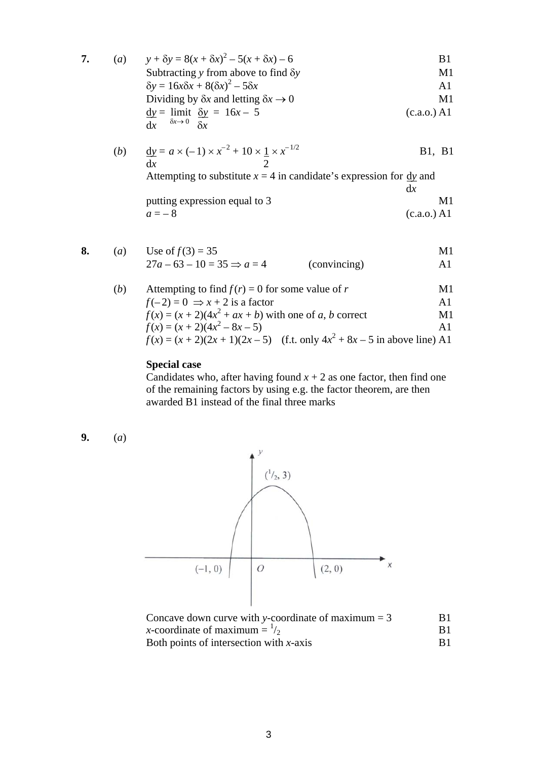**7.** (*a*)

$y + \delta y = 8(x + \delta x)^2 - 5(x + \delta x) - 6$ B1

Subtracting $y$ from above to find $\delta y$ M1

$\delta y = 16x\delta x + 8(\delta x)^2 - 5\delta x$ A1

Dividing by $\delta x$ and letting $\delta x \to 0$ M1

$\dfrac{dy}{dx} = \lim_{\delta x \to 0} \dfrac{\delta y}{\delta x} = 16x - 5$ (c.a.o.) A1

(*b*)

$\dfrac{dy}{dx} = a \times (-1) \times x^{-2} + 10 \times \dfrac{1}{2} \times x^{-1/2}$ B1, B1

Attempting to substitute $x = 4$ in candidate's expression for $\dfrac{dy}{dx}$ and putting expression equal to 3 M1

$a = -8$ (c.a.o.) A1

**8.** (*a*)

Use of $f(3) = 35$ M1

$27a - 63 - 10 = 35 \Rightarrow a = 4$ (convincing) A1

(*b*)

Attempting to find $f(r) = 0$ for some value of $r$ M1

$f(-2) = 0 \Rightarrow x + 2$ is a factor A1

$f(x) = (x + 2)(4x^2 + ax + b)$ with one of $a$, $b$ correct M1

$f(x) = (x + 2)(4x^2 - 8x - 5)$ A1

$f(x) = (x + 2)(2x + 1)(2x - 5)$ (f.t. only $4x^2 + 8x - 5$ in above line) A1

**Special case**

Candidates who, after having found $x + 2$ as one factor, then find one of the remaining factors by using e.g. the factor theorem, are then awarded B1 instead of the final three marks

**9.** (*a*)

Concave down curve with $y$-coordinate of maximum = 3 B1

$x$-coordinate of maximum = $^1/_2$ B1

Both points of intersection with $x$-axis B1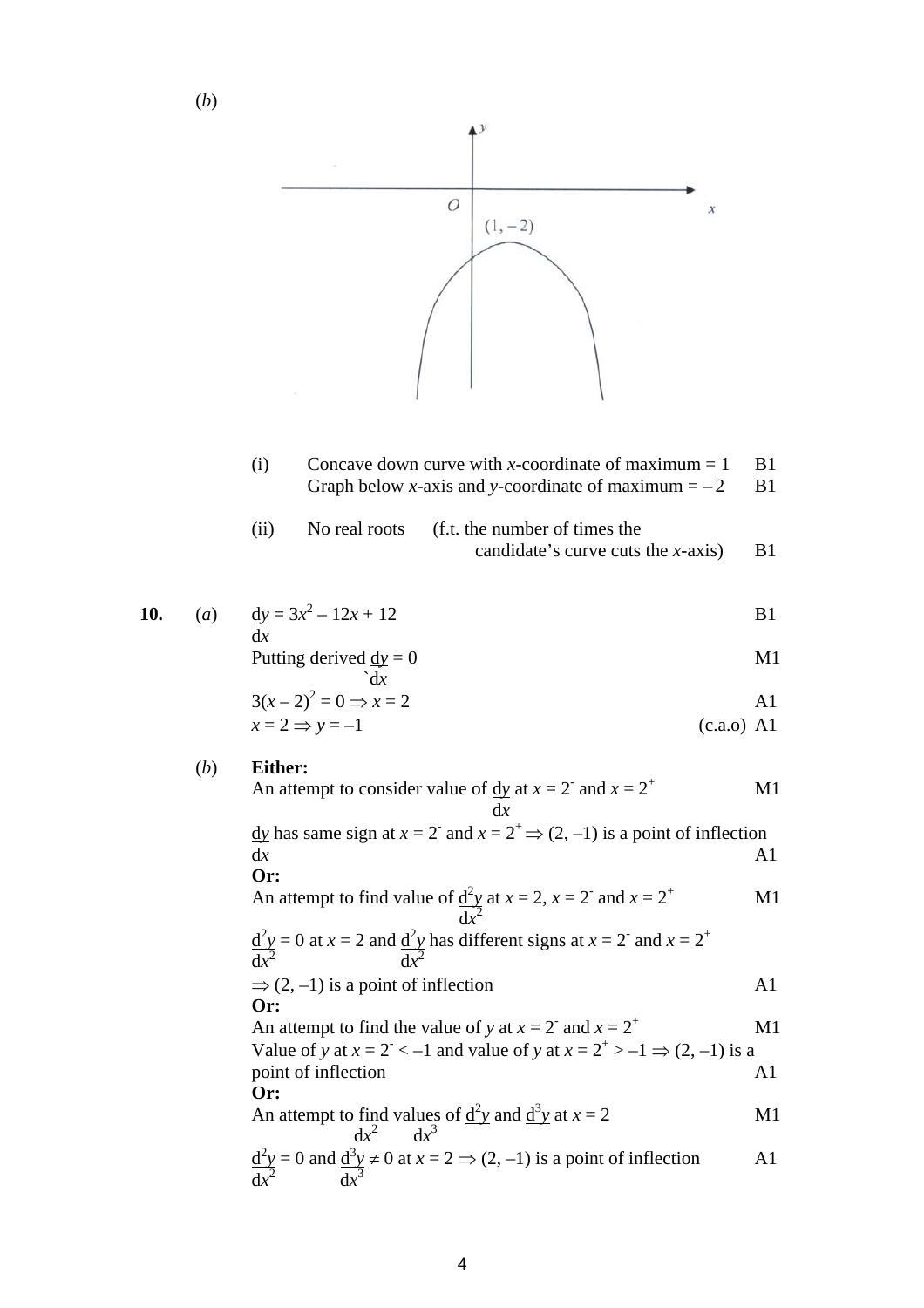(*b*)

$y$

$O$

$x$

$(1, -2)$

(i) Concave down curve with $x$-coordinate of maximum = 1 B1
Graph below $x$-axis and $y$-coordinate of maximum = $-2$ B1

(ii) No real roots (f.t. the number of times the candidate's curve cuts the $x$-axis) B1

**10.** (*a*) $\dfrac{dy}{dx} = 3x^2 - 12x + 12$ B1

Putting derived $\dfrac{dy}{dx} = 0$ M1

$3(x - 2)^2 = 0 \Rightarrow x = 2$ A1

$x = 2 \Rightarrow y = -1$ (c.a.o) A1

(*b*) **Either:**

An attempt to consider value of $\dfrac{dy}{dx}$ at $x = 2^-$ and $x = 2^+$ M1

$\dfrac{dy}{dx}$ has same sign at $x = 2^-$ and $x = 2^+ \Rightarrow (2, -1)$ is a point of inflection A1

**Or:**

An attempt to find value of $\dfrac{d^2y}{dx^2}$ at $x = 2$, $x = 2^-$ and $x = 2^+$ M1

$\dfrac{d^2y}{dx^2} = 0$ at $x = 2$ and $\dfrac{d^2y}{dx^2}$ has different signs at $x = 2^-$ and $x = 2^+$

$\Rightarrow (2, -1)$ is a point of inflection A1

**Or:**

An attempt to find the value of $y$ at $x = 2^-$ and $x = 2^+$ M1

Value of $y$ at $x = 2^- < -1$ and value of $y$ at $x = 2^+ > -1 \Rightarrow (2, -1)$ is a point of inflection A1

**Or:**

An attempt to find values of $\dfrac{d^2y}{dx^2}$ and $\dfrac{d^3y}{dx^3}$ at $x = 2$ M1

$\dfrac{d^2y}{dx^2} = 0$ and $\dfrac{d^3y}{dx^3} \neq 0$ at $x = 2 \Rightarrow (2, -1)$ is a point of inflection A1